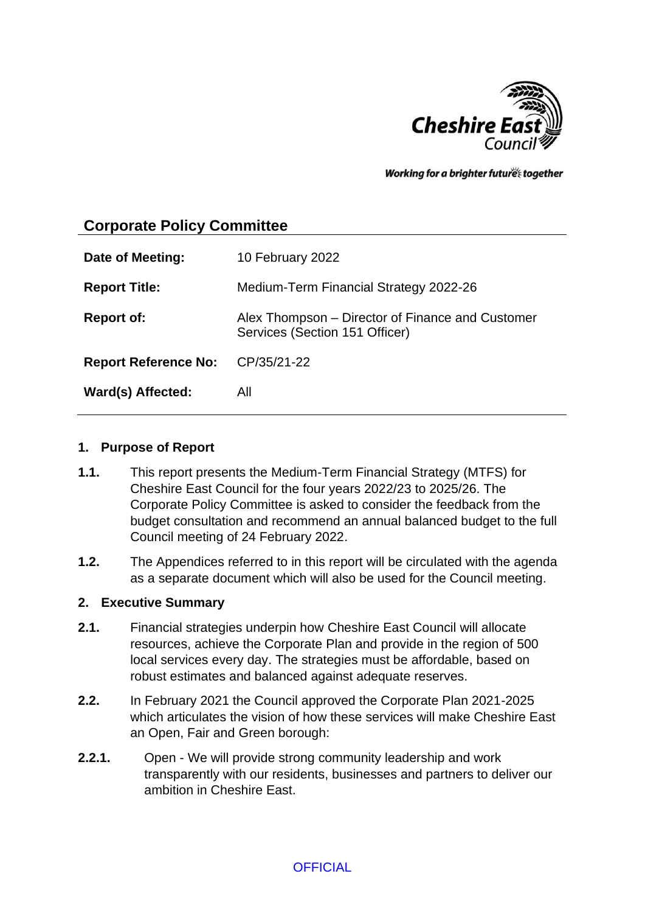Cheshire East Council

*Working for a brighter future together*

## Corporate Policy Committee

| | |
|---|---|
| **Date of Meeting:** | 10 February 2022 |
| **Report Title:** | Medium-Term Financial Strategy 2022-26 |
| **Report of:** | Alex Thompson – Director of Finance and Customer Services (Section 151 Officer) |
| **Report Reference No:** | CP/35/21-22 |
| **Ward(s) Affected:** | All |

### 1. Purpose of Report

**1.1.** This report presents the Medium-Term Financial Strategy (MTFS) for Cheshire East Council for the four years 2022/23 to 2025/26. The Corporate Policy Committee is asked to consider the feedback from the budget consultation and recommend an annual balanced budget to the full Council meeting of 24 February 2022.

**1.2.** The Appendices referred to in this report will be circulated with the agenda as a separate document which will also be used for the Council meeting.

### 2. Executive Summary

**2.1.** Financial strategies underpin how Cheshire East Council will allocate resources, achieve the Corporate Plan and provide in the region of 500 local services every day. The strategies must be affordable, based on robust estimates and balanced against adequate reserves.

**2.2.** In February 2021 the Council approved the Corporate Plan 2021-2025 which articulates the vision of how these services will make Cheshire East an Open, Fair and Green borough:

**2.2.1.** Open - We will provide strong community leadership and work transparently with our residents, businesses and partners to deliver our ambition in Cheshire East.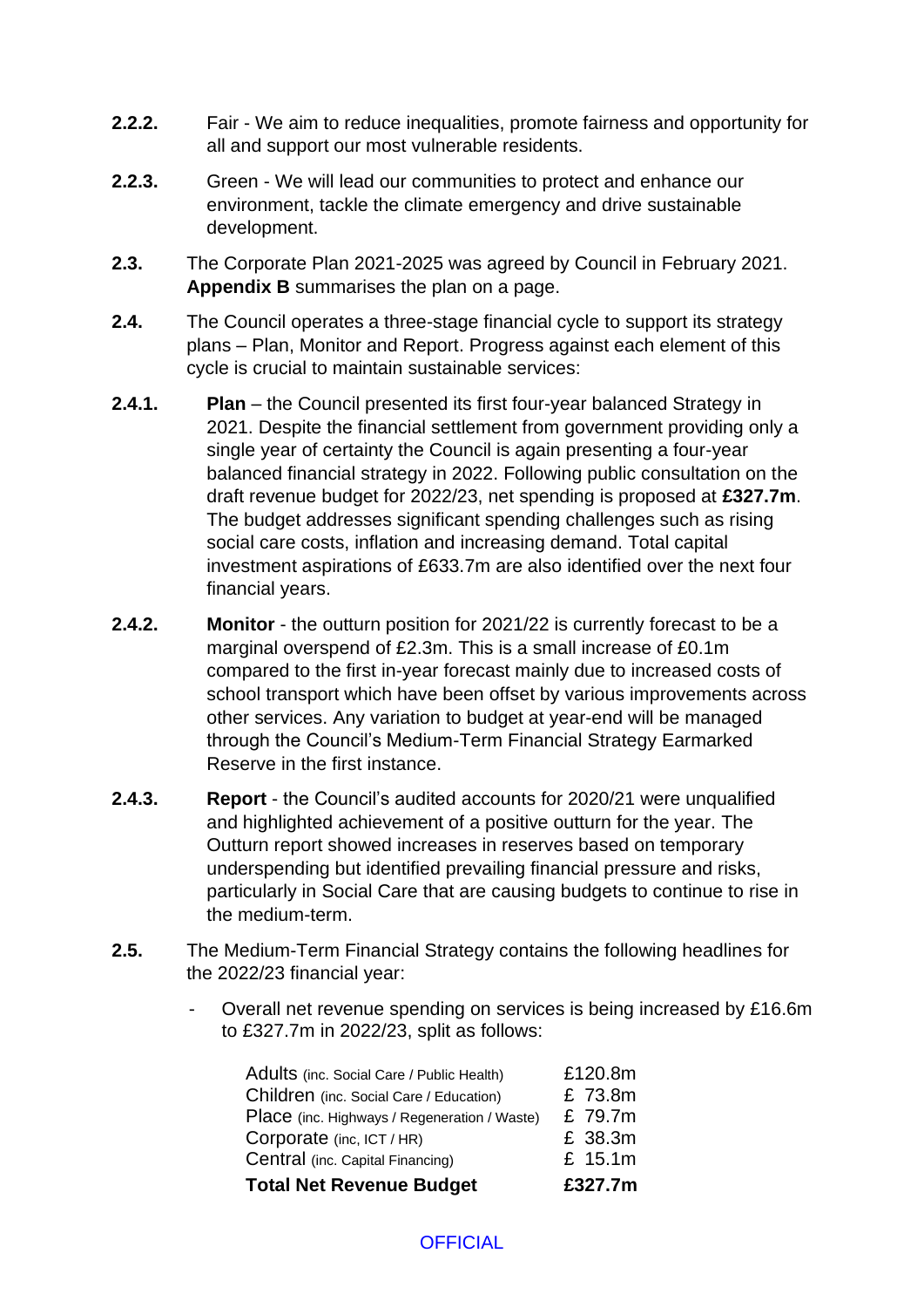**2.2.2.** Fair - We aim to reduce inequalities, promote fairness and opportunity for all and support our most vulnerable residents.

**2.2.3.** Green - We will lead our communities to protect and enhance our environment, tackle the climate emergency and drive sustainable development.

**2.3.** The Corporate Plan 2021-2025 was agreed by Council in February 2021. **Appendix B** summarises the plan on a page.

**2.4.** The Council operates a three-stage financial cycle to support its strategy plans – Plan, Monitor and Report. Progress against each element of this cycle is crucial to maintain sustainable services:

**2.4.1.** **Plan** – the Council presented its first four-year balanced Strategy in 2021. Despite the financial settlement from government providing only a single year of certainty the Council is again presenting a four-year balanced financial strategy in 2022. Following public consultation on the draft revenue budget for 2022/23, net spending is proposed at **£327.7m**. The budget addresses significant spending challenges such as rising social care costs, inflation and increasing demand. Total capital investment aspirations of £633.7m are also identified over the next four financial years.

**2.4.2.** **Monitor** - the outturn position for 2021/22 is currently forecast to be a marginal overspend of £2.3m. This is a small increase of £0.1m compared to the first in-year forecast mainly due to increased costs of school transport which have been offset by various improvements across other services. Any variation to budget at year-end will be managed through the Council's Medium-Term Financial Strategy Earmarked Reserve in the first instance.

**2.4.3.** **Report** - the Council's audited accounts for 2020/21 were unqualified and highlighted achievement of a positive outturn for the year. The Outturn report showed increases in reserves based on temporary underspending but identified prevailing financial pressure and risks, particularly in Social Care that are causing budgets to continue to rise in the medium-term.

**2.5.** The Medium-Term Financial Strategy contains the following headlines for the 2022/23 financial year:

- Overall net revenue spending on services is being increased by £16.6m to £327.7m in 2022/23, split as follows:

| | |
|---|---|
| Adults (inc. Social Care / Public Health) | £120.8m |
| Children (inc. Social Care / Education) | £ 73.8m |
| Place (inc. Highways / Regeneration / Waste) | £ 79.7m |
| Corporate (inc, ICT / HR) | £ 38.3m |
| Central (inc. Capital Financing) | £ 15.1m |
| **Total Net Revenue Budget** | **£327.7m** |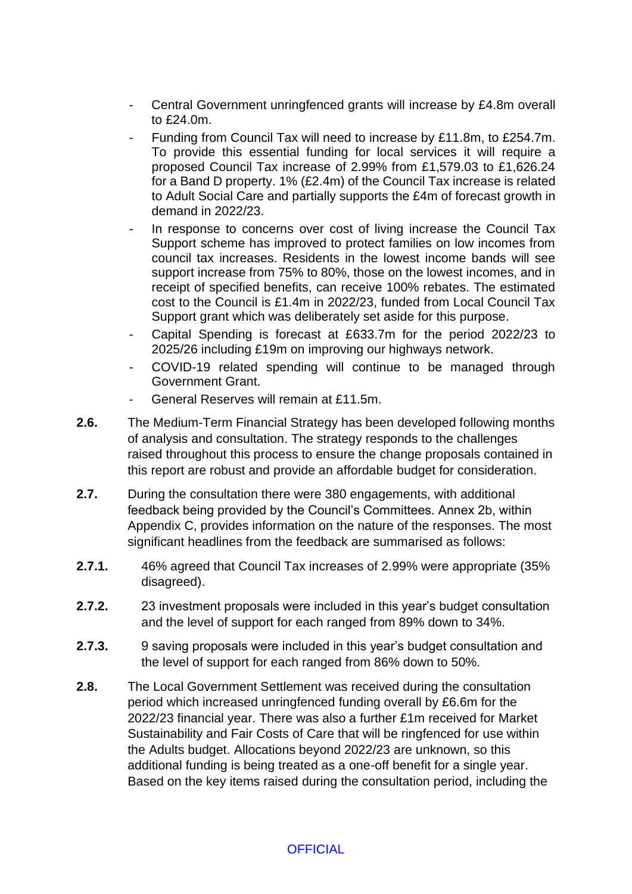- Central Government unringfenced grants will increase by £4.8m overall to £24.0m.
- Funding from Council Tax will need to increase by £11.8m, to £254.7m. To provide this essential funding for local services it will require a proposed Council Tax increase of 2.99% from £1,579.03 to £1,626.24 for a Band D property. 1% (£2.4m) of the Council Tax increase is related to Adult Social Care and partially supports the £4m of forecast growth in demand in 2022/23.
- In response to concerns over cost of living increase the Council Tax Support scheme has improved to protect families on low incomes from council tax increases. Residents in the lowest income bands will see support increase from 75% to 80%, those on the lowest incomes, and in receipt of specified benefits, can receive 100% rebates. The estimated cost to the Council is £1.4m in 2022/23, funded from Local Council Tax Support grant which was deliberately set aside for this purpose.
- Capital Spending is forecast at £633.7m for the period 2022/23 to 2025/26 including £19m on improving our highways network.
- COVID-19 related spending will continue to be managed through Government Grant.
- General Reserves will remain at £11.5m.

**2.6.** The Medium-Term Financial Strategy has been developed following months of analysis and consultation. The strategy responds to the challenges raised throughout this process to ensure the change proposals contained in this report are robust and provide an affordable budget for consideration.

**2.7.** During the consultation there were 380 engagements, with additional feedback being provided by the Council's Committees. Annex 2b, within Appendix C, provides information on the nature of the responses. The most significant headlines from the feedback are summarised as follows:

**2.7.1.** 46% agreed that Council Tax increases of 2.99% were appropriate (35% disagreed).

**2.7.2.** 23 investment proposals were included in this year's budget consultation and the level of support for each ranged from 89% down to 34%.

**2.7.3.** 9 saving proposals were included in this year's budget consultation and the level of support for each ranged from 86% down to 50%.

**2.8.** The Local Government Settlement was received during the consultation period which increased unringfenced funding overall by £6.6m for the 2022/23 financial year. There was also a further £1m received for Market Sustainability and Fair Costs of Care that will be ringfenced for use within the Adults budget. Allocations beyond 2022/23 are unknown, so this additional funding is being treated as a one-off benefit for a single year. Based on the key items raised during the consultation period, including the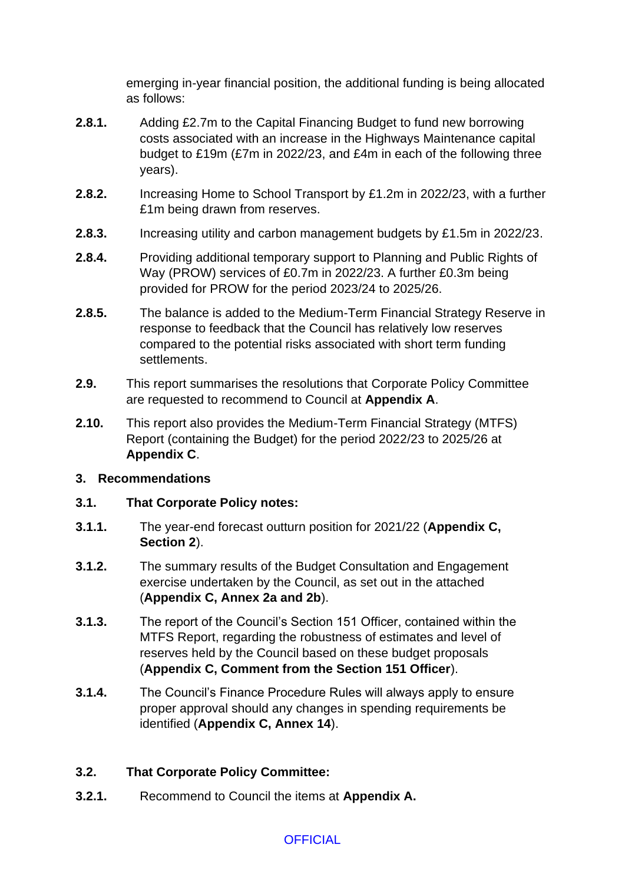emerging in-year financial position, the additional funding is being allocated as follows:

**2.8.1.** Adding £2.7m to the Capital Financing Budget to fund new borrowing costs associated with an increase in the Highways Maintenance capital budget to £19m (£7m in 2022/23, and £4m in each of the following three years).

**2.8.2.** Increasing Home to School Transport by £1.2m in 2022/23, with a further £1m being drawn from reserves.

**2.8.3.** Increasing utility and carbon management budgets by £1.5m in 2022/23.

**2.8.4.** Providing additional temporary support to Planning and Public Rights of Way (PROW) services of £0.7m in 2022/23. A further £0.3m being provided for PROW for the period 2023/24 to 2025/26.

**2.8.5.** The balance is added to the Medium-Term Financial Strategy Reserve in response to feedback that the Council has relatively low reserves compared to the potential risks associated with short term funding settlements.

**2.9.** This report summarises the resolutions that Corporate Policy Committee are requested to recommend to Council at **Appendix A**.

**2.10.** This report also provides the Medium-Term Financial Strategy (MTFS) Report (containing the Budget) for the period 2022/23 to 2025/26 at **Appendix C**.

## 3. Recommendations

**3.1. That Corporate Policy notes:**

**3.1.1.** The year-end forecast outturn position for 2021/22 (**Appendix C, Section 2**).

**3.1.2.** The summary results of the Budget Consultation and Engagement exercise undertaken by the Council, as set out in the attached (**Appendix C, Annex 2a and 2b**).

**3.1.3.** The report of the Council's Section 151 Officer, contained within the MTFS Report, regarding the robustness of estimates and level of reserves held by the Council based on these budget proposals (**Appendix C, Comment from the Section 151 Officer**).

**3.1.4.** The Council's Finance Procedure Rules will always apply to ensure proper approval should any changes in spending requirements be identified (**Appendix C, Annex 14**).

**3.2. That Corporate Policy Committee:**

**3.2.1.** Recommend to Council the items at **Appendix A.**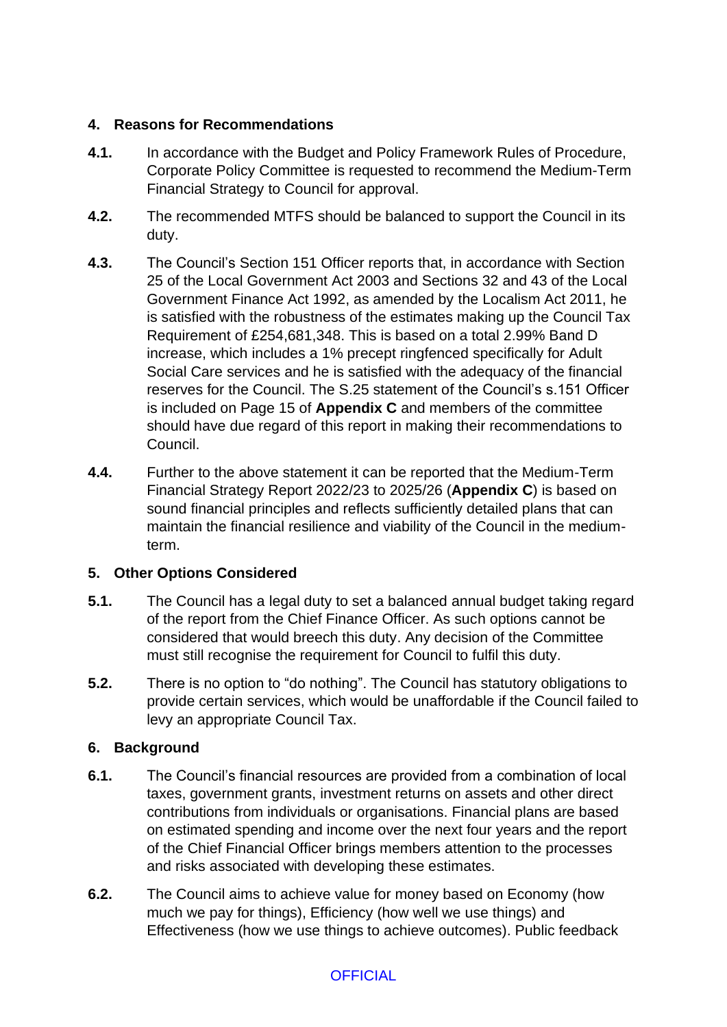## 4. Reasons for Recommendations

**4.1.** In accordance with the Budget and Policy Framework Rules of Procedure, Corporate Policy Committee is requested to recommend the Medium-Term Financial Strategy to Council for approval.

**4.2.** The recommended MTFS should be balanced to support the Council in its duty.

**4.3.** The Council's Section 151 Officer reports that, in accordance with Section 25 of the Local Government Act 2003 and Sections 32 and 43 of the Local Government Finance Act 1992, as amended by the Localism Act 2011, he is satisfied with the robustness of the estimates making up the Council Tax Requirement of £254,681,348. This is based on a total 2.99% Band D increase, which includes a 1% precept ringfenced specifically for Adult Social Care services and he is satisfied with the adequacy of the financial reserves for the Council. The S.25 statement of the Council's s.151 Officer is included on Page 15 of **Appendix C** and members of the committee should have due regard of this report in making their recommendations to Council.

**4.4.** Further to the above statement it can be reported that the Medium-Term Financial Strategy Report 2022/23 to 2025/26 (**Appendix C**) is based on sound financial principles and reflects sufficiently detailed plans that can maintain the financial resilience and viability of the Council in the medium-term.

## 5. Other Options Considered

**5.1.** The Council has a legal duty to set a balanced annual budget taking regard of the report from the Chief Finance Officer. As such options cannot be considered that would breech this duty. Any decision of the Committee must still recognise the requirement for Council to fulfil this duty.

**5.2.** There is no option to "do nothing". The Council has statutory obligations to provide certain services, which would be unaffordable if the Council failed to levy an appropriate Council Tax.

## 6. Background

**6.1.** The Council's financial resources are provided from a combination of local taxes, government grants, investment returns on assets and other direct contributions from individuals or organisations. Financial plans are based on estimated spending and income over the next four years and the report of the Chief Financial Officer brings members attention to the processes and risks associated with developing these estimates.

**6.2.** The Council aims to achieve value for money based on Economy (how much we pay for things), Efficiency (how well we use things) and Effectiveness (how we use things to achieve outcomes). Public feedback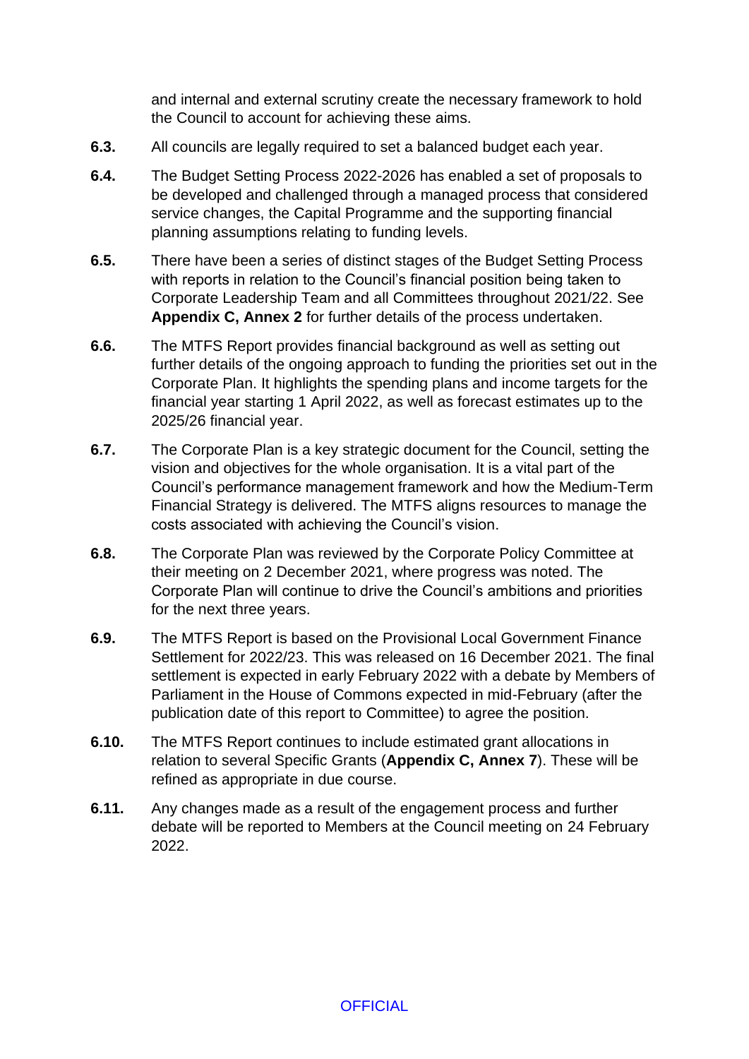and internal and external scrutiny create the necessary framework to hold the Council to account for achieving these aims.

**6.3.** All councils are legally required to set a balanced budget each year.

**6.4.** The Budget Setting Process 2022-2026 has enabled a set of proposals to be developed and challenged through a managed process that considered service changes, the Capital Programme and the supporting financial planning assumptions relating to funding levels.

**6.5.** There have been a series of distinct stages of the Budget Setting Process with reports in relation to the Council's financial position being taken to Corporate Leadership Team and all Committees throughout 2021/22. See **Appendix C, Annex 2** for further details of the process undertaken.

**6.6.** The MTFS Report provides financial background as well as setting out further details of the ongoing approach to funding the priorities set out in the Corporate Plan. It highlights the spending plans and income targets for the financial year starting 1 April 2022, as well as forecast estimates up to the 2025/26 financial year.

**6.7.** The Corporate Plan is a key strategic document for the Council, setting the vision and objectives for the whole organisation. It is a vital part of the Council's performance management framework and how the Medium-Term Financial Strategy is delivered. The MTFS aligns resources to manage the costs associated with achieving the Council's vision.

**6.8.** The Corporate Plan was reviewed by the Corporate Policy Committee at their meeting on 2 December 2021, where progress was noted. The Corporate Plan will continue to drive the Council's ambitions and priorities for the next three years.

**6.9.** The MTFS Report is based on the Provisional Local Government Finance Settlement for 2022/23. This was released on 16 December 2021. The final settlement is expected in early February 2022 with a debate by Members of Parliament in the House of Commons expected in mid-February (after the publication date of this report to Committee) to agree the position.

**6.10.** The MTFS Report continues to include estimated grant allocations in relation to several Specific Grants (**Appendix C, Annex 7**). These will be refined as appropriate in due course.

**6.11.** Any changes made as a result of the engagement process and further debate will be reported to Members at the Council meeting on 24 February 2022.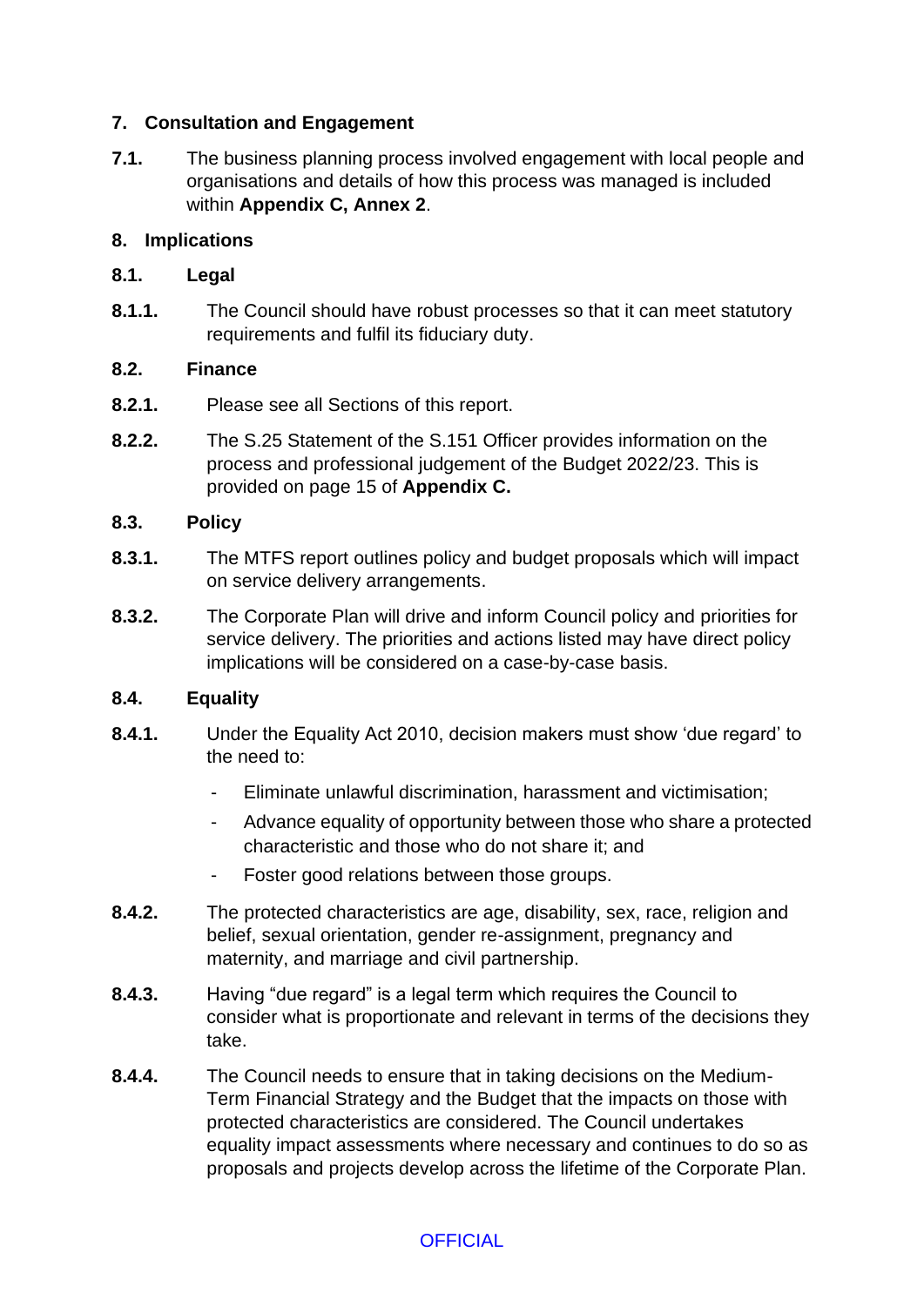## 7. Consultation and Engagement

**7.1.** The business planning process involved engagement with local people and organisations and details of how this process was managed is included within **Appendix C, Annex 2**.

## 8. Implications

### 8.1. Legal

**8.1.1.** The Council should have robust processes so that it can meet statutory requirements and fulfil its fiduciary duty.

### 8.2. Finance

**8.2.1.** Please see all Sections of this report.

**8.2.2.** The S.25 Statement of the S.151 Officer provides information on the process and professional judgement of the Budget 2022/23. This is provided on page 15 of **Appendix C.**

### 8.3. Policy

**8.3.1.** The MTFS report outlines policy and budget proposals which will impact on service delivery arrangements.

**8.3.2.** The Corporate Plan will drive and inform Council policy and priorities for service delivery. The priorities and actions listed may have direct policy implications will be considered on a case-by-case basis.

### 8.4. Equality

**8.4.1.** Under the Equality Act 2010, decision makers must show 'due regard' to the need to:

- Eliminate unlawful discrimination, harassment and victimisation;
- Advance equality of opportunity between those who share a protected characteristic and those who do not share it; and
- Foster good relations between those groups.

**8.4.2.** The protected characteristics are age, disability, sex, race, religion and belief, sexual orientation, gender re-assignment, pregnancy and maternity, and marriage and civil partnership.

**8.4.3.** Having "due regard" is a legal term which requires the Council to consider what is proportionate and relevant in terms of the decisions they take.

**8.4.4.** The Council needs to ensure that in taking decisions on the Medium-Term Financial Strategy and the Budget that the impacts on those with protected characteristics are considered. The Council undertakes equality impact assessments where necessary and continues to do so as proposals and projects develop across the lifetime of the Corporate Plan.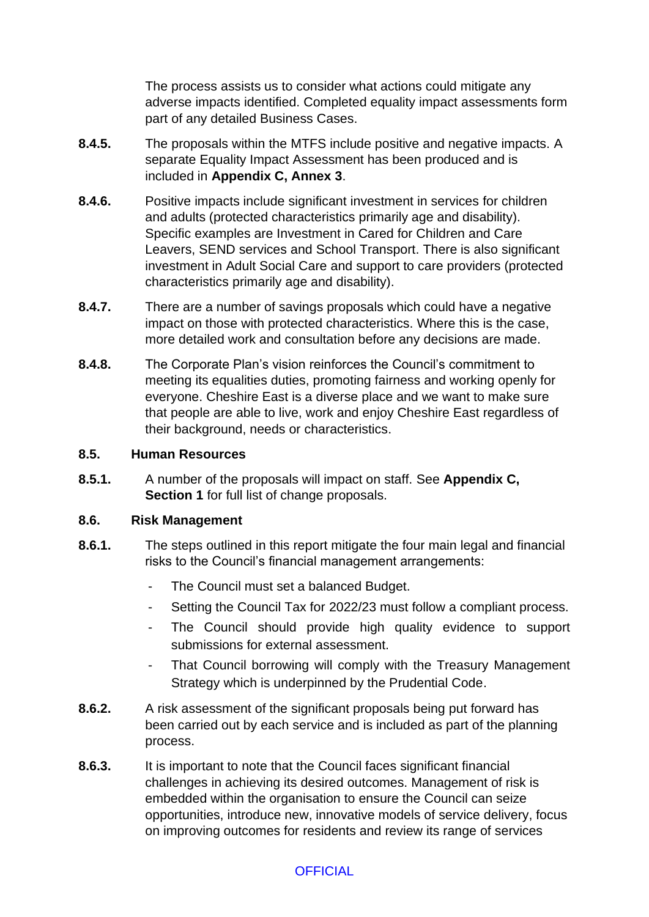The process assists us to consider what actions could mitigate any adverse impacts identified. Completed equality impact assessments form part of any detailed Business Cases.

**8.4.5.** The proposals within the MTFS include positive and negative impacts. A separate Equality Impact Assessment has been produced and is included in **Appendix C, Annex 3**.

**8.4.6.** Positive impacts include significant investment in services for children and adults (protected characteristics primarily age and disability). Specific examples are Investment in Cared for Children and Care Leavers, SEND services and School Transport. There is also significant investment in Adult Social Care and support to care providers (protected characteristics primarily age and disability).

**8.4.7.** There are a number of savings proposals which could have a negative impact on those with protected characteristics. Where this is the case, more detailed work and consultation before any decisions are made.

**8.4.8.** The Corporate Plan's vision reinforces the Council's commitment to meeting its equalities duties, promoting fairness and working openly for everyone. Cheshire East is a diverse place and we want to make sure that people are able to live, work and enjoy Cheshire East regardless of their background, needs or characteristics.

### 8.5. Human Resources

**8.5.1.** A number of the proposals will impact on staff. See **Appendix C, Section 1** for full list of change proposals.

### 8.6. Risk Management

**8.6.1.** The steps outlined in this report mitigate the four main legal and financial risks to the Council's financial management arrangements:

- The Council must set a balanced Budget.
- Setting the Council Tax for 2022/23 must follow a compliant process.
- The Council should provide high quality evidence to support submissions for external assessment.
- That Council borrowing will comply with the Treasury Management Strategy which is underpinned by the Prudential Code.

**8.6.2.** A risk assessment of the significant proposals being put forward has been carried out by each service and is included as part of the planning process.

**8.6.3.** It is important to note that the Council faces significant financial challenges in achieving its desired outcomes. Management of risk is embedded within the organisation to ensure the Council can seize opportunities, introduce new, innovative models of service delivery, focus on improving outcomes for residents and review its range of services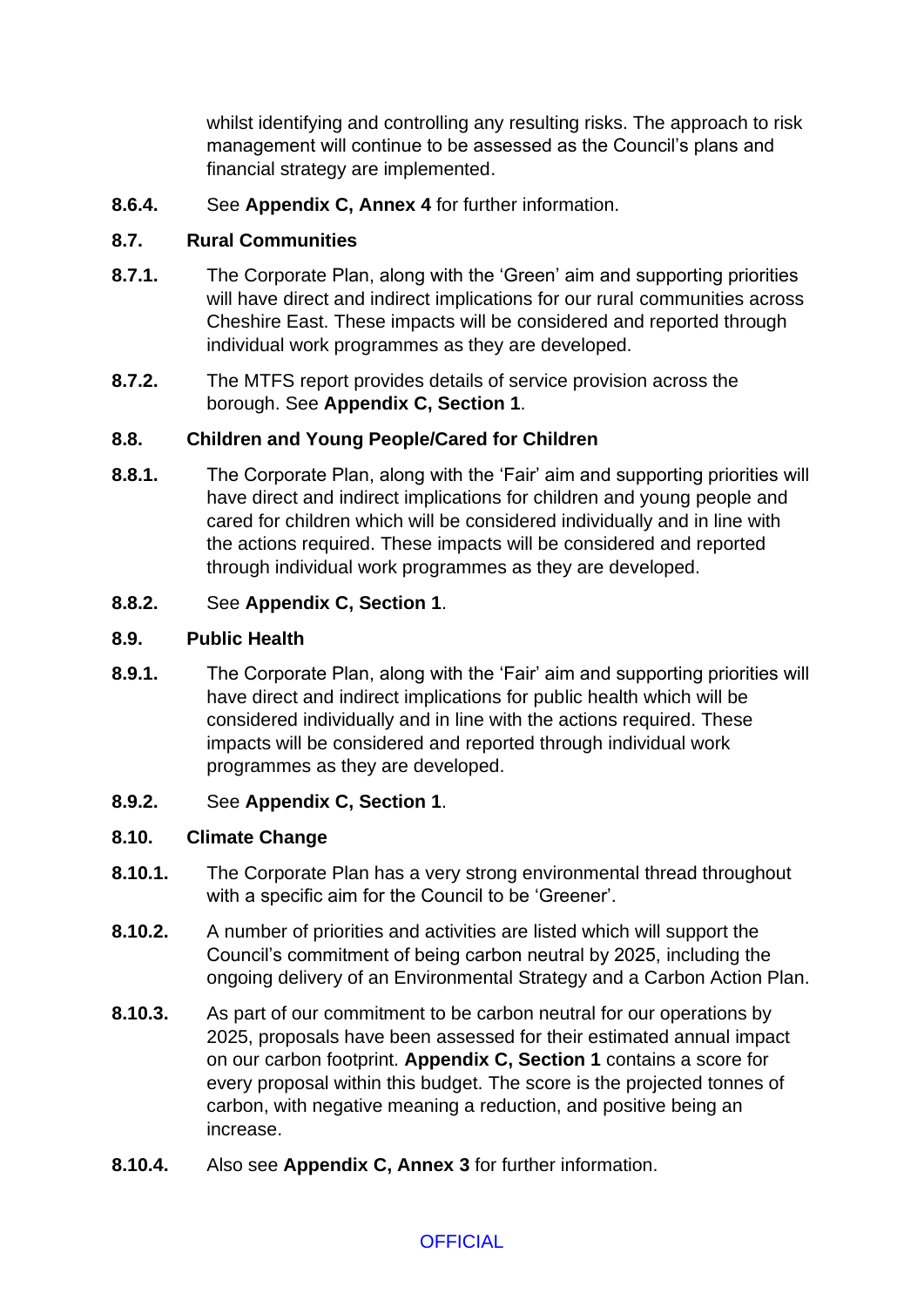whilst identifying and controlling any resulting risks. The approach to risk management will continue to be assessed as the Council's plans and financial strategy are implemented.

**8.6.4.** See **Appendix C, Annex 4** for further information.

### 8.7. Rural Communities

**8.7.1.** The Corporate Plan, along with the 'Green' aim and supporting priorities will have direct and indirect implications for our rural communities across Cheshire East. These impacts will be considered and reported through individual work programmes as they are developed.

**8.7.2.** The MTFS report provides details of service provision across the borough. See **Appendix C, Section 1**.

### 8.8. Children and Young People/Cared for Children

**8.8.1.** The Corporate Plan, along with the 'Fair' aim and supporting priorities will have direct and indirect implications for children and young people and cared for children which will be considered individually and in line with the actions required. These impacts will be considered and reported through individual work programmes as they are developed.

**8.8.2.** See **Appendix C, Section 1**.

### 8.9. Public Health

**8.9.1.** The Corporate Plan, along with the 'Fair' aim and supporting priorities will have direct and indirect implications for public health which will be considered individually and in line with the actions required. These impacts will be considered and reported through individual work programmes as they are developed.

**8.9.2.** See **Appendix C, Section 1**.

### 8.10. Climate Change

**8.10.1.** The Corporate Plan has a very strong environmental thread throughout with a specific aim for the Council to be 'Greener'.

**8.10.2.** A number of priorities and activities are listed which will support the Council's commitment of being carbon neutral by 2025, including the ongoing delivery of an Environmental Strategy and a Carbon Action Plan.

**8.10.3.** As part of our commitment to be carbon neutral for our operations by 2025, proposals have been assessed for their estimated annual impact on our carbon footprint. **Appendix C, Section 1** contains a score for every proposal within this budget. The score is the projected tonnes of carbon, with negative meaning a reduction, and positive being an increase.

**8.10.4.** Also see **Appendix C, Annex 3** for further information.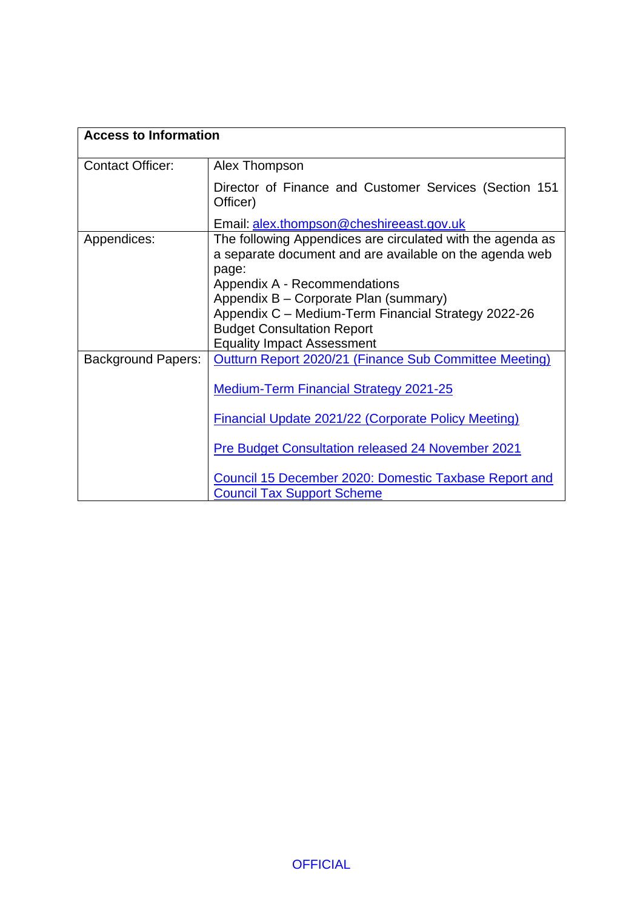| **Access to Information** | |
|---|---|
| Contact Officer: | Alex Thompson<br><br>Director of Finance and Customer Services (Section 151 Officer)<br><br>Email: alex.thompson@cheshireeast.gov.uk |
| Appendices: | The following Appendices are circulated with the agenda as a separate document and are available on the agenda web page:<br>Appendix A - Recommendations<br>Appendix B – Corporate Plan (summary)<br>Appendix C – Medium-Term Financial Strategy 2022-26<br>Budget Consultation Report<br>Equality Impact Assessment |
| Background Papers: | Outturn Report 2020/21 (Finance Sub Committee Meeting)<br><br>Medium-Term Financial Strategy 2021-25<br><br>Financial Update 2021/22 (Corporate Policy Meeting)<br><br>Pre Budget Consultation released 24 November 2021<br><br>Council 15 December 2020: Domestic Taxbase Report and Council Tax Support Scheme |

OFFICIAL